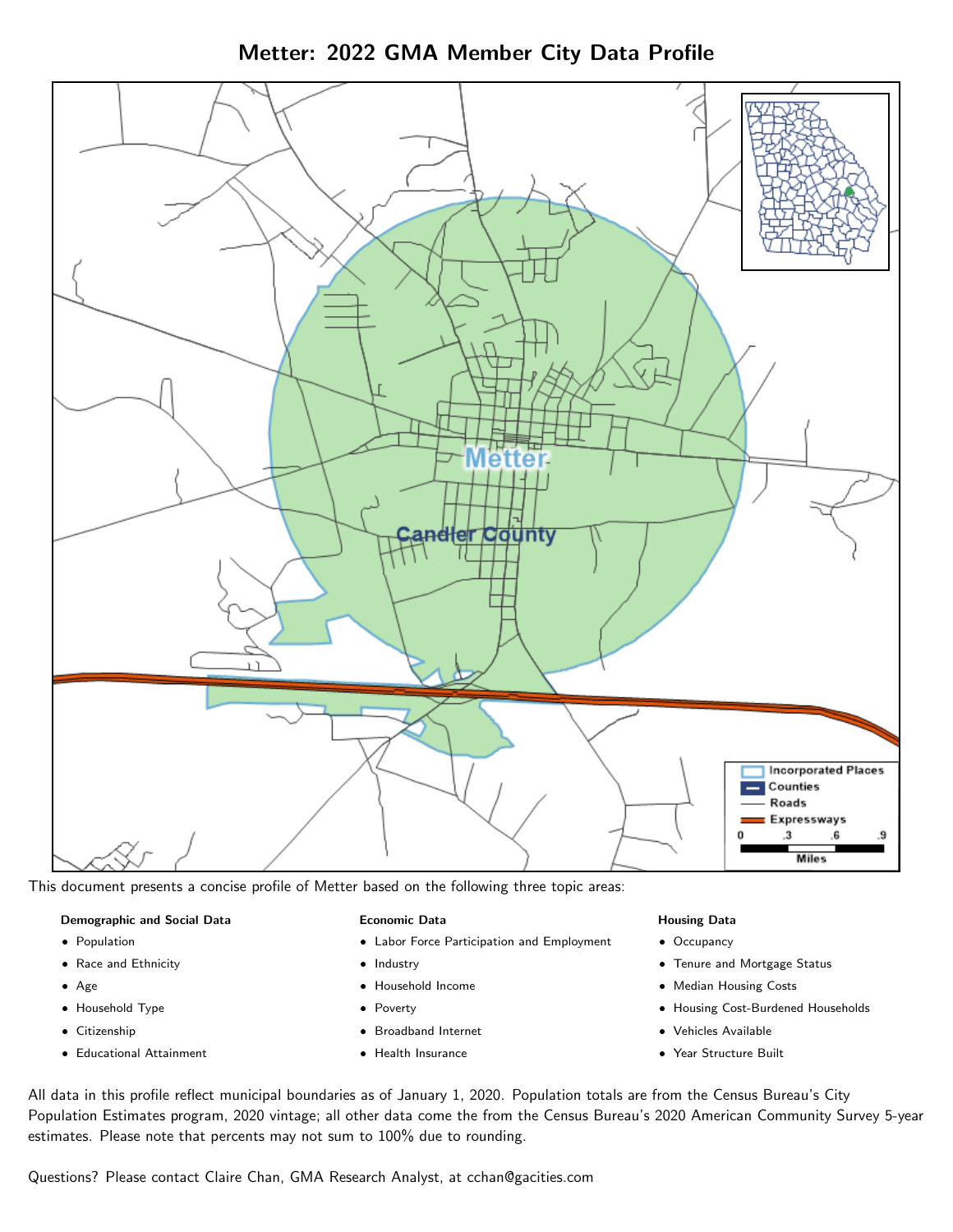# Metter: 2022 GMA Member City Data Profile

This document presents a concise profile of Metter based on the following three topic areas:

**Demographic and Social Data**

- Population
- Race and Ethnicity
- Age
- Household Type
- Citizenship
- Educational Attainment

**Economic Data**

- Labor Force Participation and Employment
- Industry
- Household Income
- Poverty
- Broadband Internet
- Health Insurance

**Housing Data**

- Occupancy
- Tenure and Mortgage Status
- Median Housing Costs
- Housing Cost-Burdened Households
- Vehicles Available
- Year Structure Built

All data in this profile reflect municipal boundaries as of January 1, 2020. Population totals are from the Census Bureau's City Population Estimates program, 2020 vintage; all other data come the from the Census Bureau's 2020 American Community Survey 5-year estimates. Please note that percents may not sum to 100% due to rounding.

Questions? Please contact Claire Chan, GMA Research Analyst, at cchan@gacities.com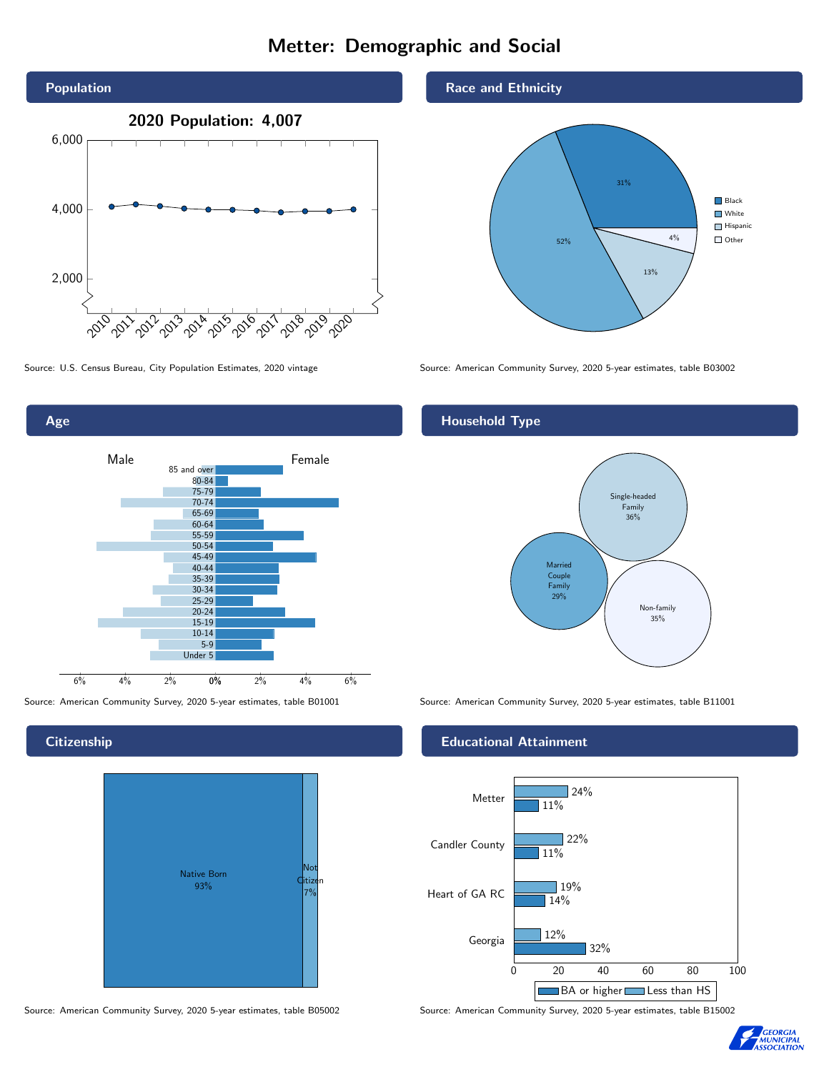# Metter: Demographic and Social

## Population

2020 Population: 4,007

Source: U.S. Census Bureau, City Population Estimates, 2020 vintage

## Race and Ethnicity

| Race/Ethnicity | Percent |
| --- | --- |
| Black | 31% |
| White | 52% |
| Hispanic | 13% |
| Other | 4% |

Source: American Community Survey, 2020 5-year estimates, table B03002

## Age

Source: American Community Survey, 2020 5-year estimates, table B01001

## Household Type

| Household Type | Percent |
| --- | --- |
| Single-headed Family | 36% |
| Married Couple Family | 29% |
| Non-family | 35% |

Source: American Community Survey, 2020 5-year estimates, table B11001

## Citizenship

| Citizenship | Percent |
| --- | --- |
| Native Born | 93% |
| Not Citizen | 7% |

Source: American Community Survey, 2020 5-year estimates, table B05002

## Educational Attainment

| Area | Less than HS | BA or higher |
| --- | --- | --- |
| Metter | 24% | 11% |
| Candler County | 22% | 11% |
| Heart of GA RC | 19% | 14% |
| Georgia | 12% | 32% |

Source: American Community Survey, 2020 5-year estimates, table B15002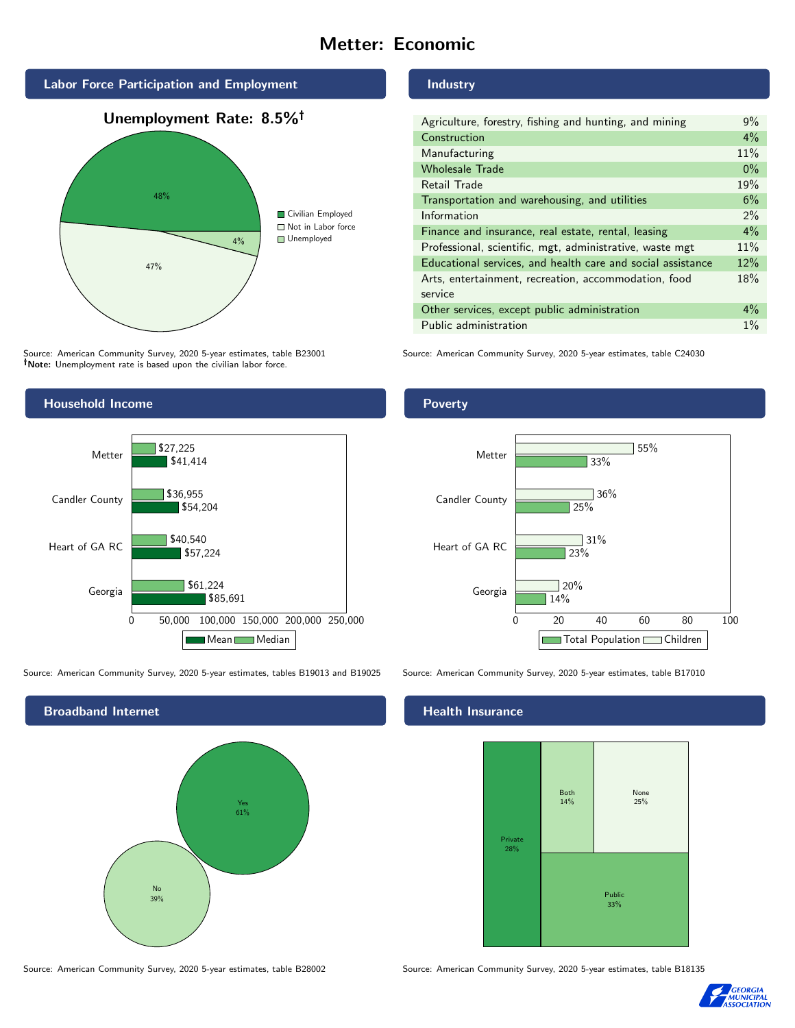# Metter: Economic

## Labor Force Participation and Employment

**Unemployment Rate: 8.5%†**

| Category | Percent |
|---|---|
| Civilian Employed | 48% |
| Not in Labor force | 47% |
| Unemployed | 4% |

Source: American Community Survey, 2020 5-year estimates, table B23001
**†Note:** Unemployment rate is based upon the civilian labor force.

## Industry

| Industry | Percent |
|---|---|
| Agriculture, forestry, fishing and hunting, and mining | 9% |
| Construction | 4% |
| Manufacturing | 11% |
| Wholesale Trade | 0% |
| Retail Trade | 19% |
| Transportation and warehousing, and utilities | 6% |
| Information | 2% |
| Finance and insurance, real estate, rental, leasing | 4% |
| Professional, scientific, mgt, administrative, waste mgt | 11% |
| Educational services, and health care and social assistance | 12% |
| Arts, entertainment, recreation, accommodation, food service | 18% |
| Other services, except public administration | 4% |
| Public administration | 1% |

Source: American Community Survey, 2020 5-year estimates, table C24030

## Household Income

| | Median | Mean |
|---|---|---|
| Metter | $27,225 | $41,414 |
| Candler County | $36,955 | $54,204 |
| Heart of GA RC | $40,540 | $57,224 |
| Georgia | $61,224 | $85,691 |

Source: American Community Survey, 2020 5-year estimates, tables B19013 and B19025

## Poverty

| | Children | Total Population |
|---|---|---|
| Metter | 55% | 33% |
| Candler County | 36% | 25% |
| Heart of GA RC | 31% | 23% |
| Georgia | 20% | 14% |

Source: American Community Survey, 2020 5-year estimates, table B17010

## Broadband Internet

| | Percent |
|---|---|
| Yes | 61% |
| No | 39% |

Source: American Community Survey, 2020 5-year estimates, table B28002

## Health Insurance

| | Percent |
|---|---|
| Private | 28% |
| Both | 14% |
| None | 25% |
| Public | 33% |

Source: American Community Survey, 2020 5-year estimates, table B18135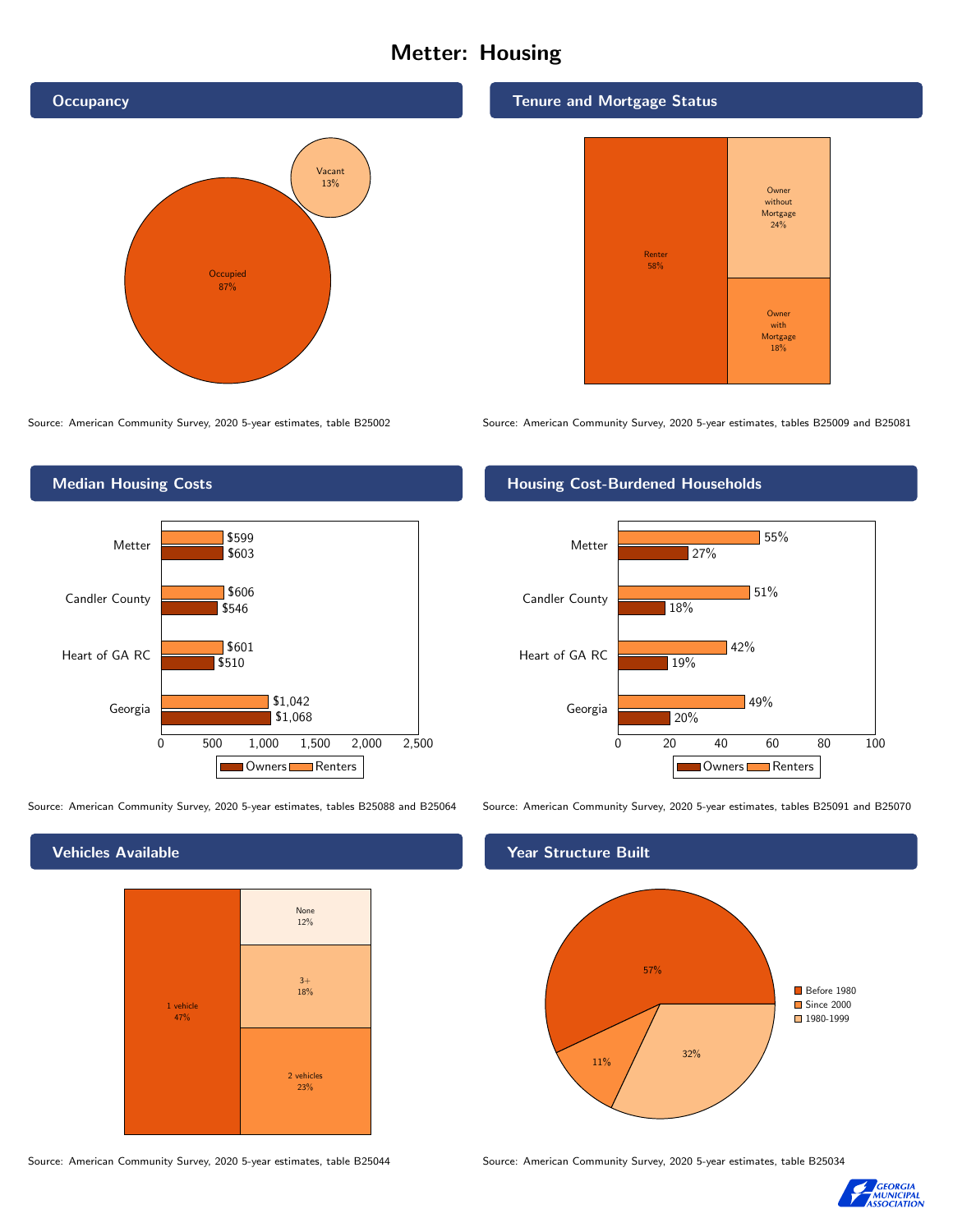# Metter: Housing

## Occupancy

Vacant
13%

Occupied
87%

Source: American Community Survey, 2020 5-year estimates, table B25002

## Tenure and Mortgage Status

Renter
58%

Owner without Mortgage
24%

Owner with Mortgage
18%

Source: American Community Survey, 2020 5-year estimates, tables B25009 and B25081

## Median Housing Costs

Metter
$599
$603

Candler County
$606
$546

Heart of GA RC
$601
$510

Georgia
$1,042
$1,068

0 500 1,000 1,500 2,000 2,500

Owners Renters

Source: American Community Survey, 2020 5-year estimates, tables B25088 and B25064

## Housing Cost-Burdened Households

Metter
55%
27%

Candler County
51%
18%

Heart of GA RC
42%
19%

Georgia
49%
20%

0 20 40 60 80 100

Owners Renters

Source: American Community Survey, 2020 5-year estimates, tables B25091 and B25070

## Vehicles Available

1 vehicle
47%

None
12%

3+
18%

2 vehicles
23%

Source: American Community Survey, 2020 5-year estimates, table B25044

## Year Structure Built

57%

11%

32%

Before 1980
Since 2000
1980-1999

Source: American Community Survey, 2020 5-year estimates, table B25034